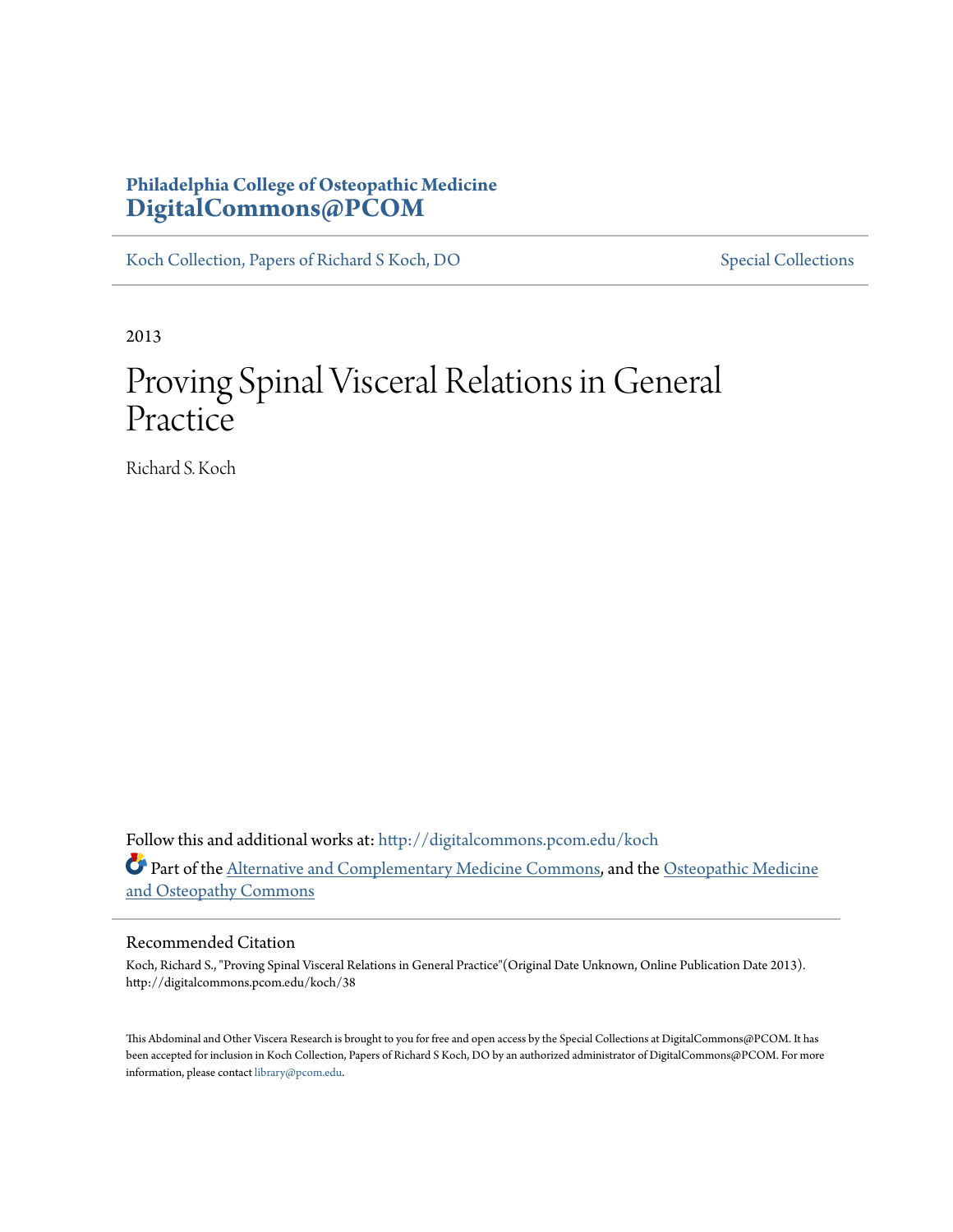**Philadelphia College of Osteopathic Medicine**
**DigitalCommons@PCOM**

Koch Collection, Papers of Richard S Koch, DO | Special Collections

2013

# Proving Spinal Visceral Relations in General Practice

Richard S. Koch

Follow this and additional works at: http://digitalcommons.pcom.edu/koch

Part of the Alternative and Complementary Medicine Commons, and the Osteopathic Medicine and Osteopathy Commons

## Recommended Citation

Koch, Richard S., "Proving Spinal Visceral Relations in General Practice"(Original Date Unknown, Online Publication Date 2013). http://digitalcommons.pcom.edu/koch/38

This Abdominal and Other Viscera Research is brought to you for free and open access by the Special Collections at DigitalCommons@PCOM. It has been accepted for inclusion in Koch Collection, Papers of Richard S Koch, DO by an authorized administrator of DigitalCommons@PCOM. For more information, please contact library@pcom.edu.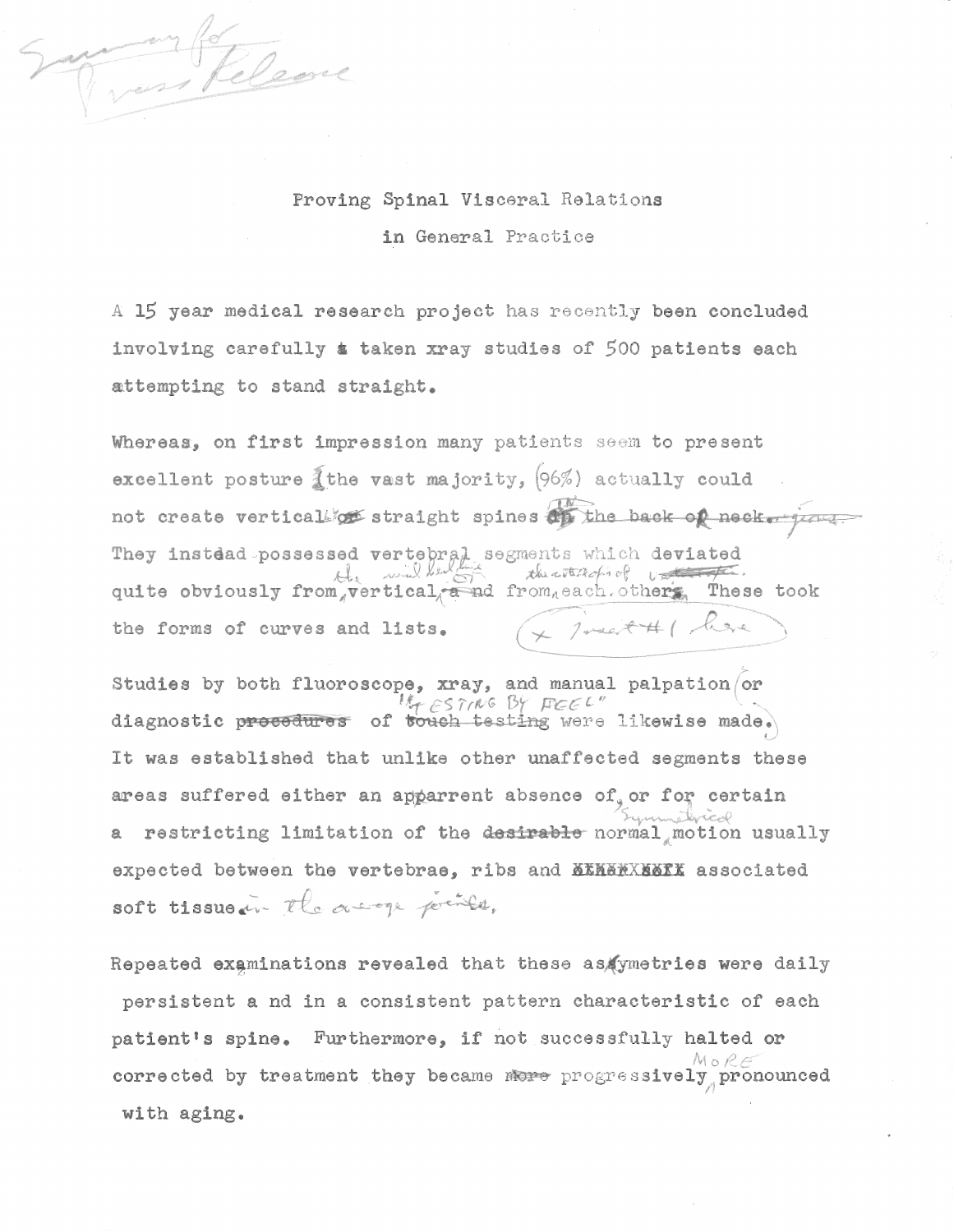Summary for Press Release

Proving Spinal Visceral Relations
in General Practice

A 15 year medical research project has recently been concluded involving carefully taken xray studies of 500 patients each attempting to stand straight.

Whereas, on first impression many patients seem to present excellent posture, the vast majority, (96%) actually could not create vertical straight spines in the back. They instead possessed vertebral segments which deviated quite obviously from the vertical and from each other. These took the forms of curves and lists. (x Insert #1 here)

Studies by both fluoroscope, xray, and manual palpation or diagnostic "testing by feel" were likewise made. It was established that unlike other unaffected segments these areas suffered either an apparent absence of, or for certain a restricting limitation of the symmetrical normal motion usually expected between the vertebrae, ribs and associated soft tissue in the average person.

Repeated examinations revealed that these asymetries were daily persistent and in a consistent pattern characteristic of each patient's spine. Furthermore, if not successfully halted or corrected by treatment they became progressively more pronounced with aging.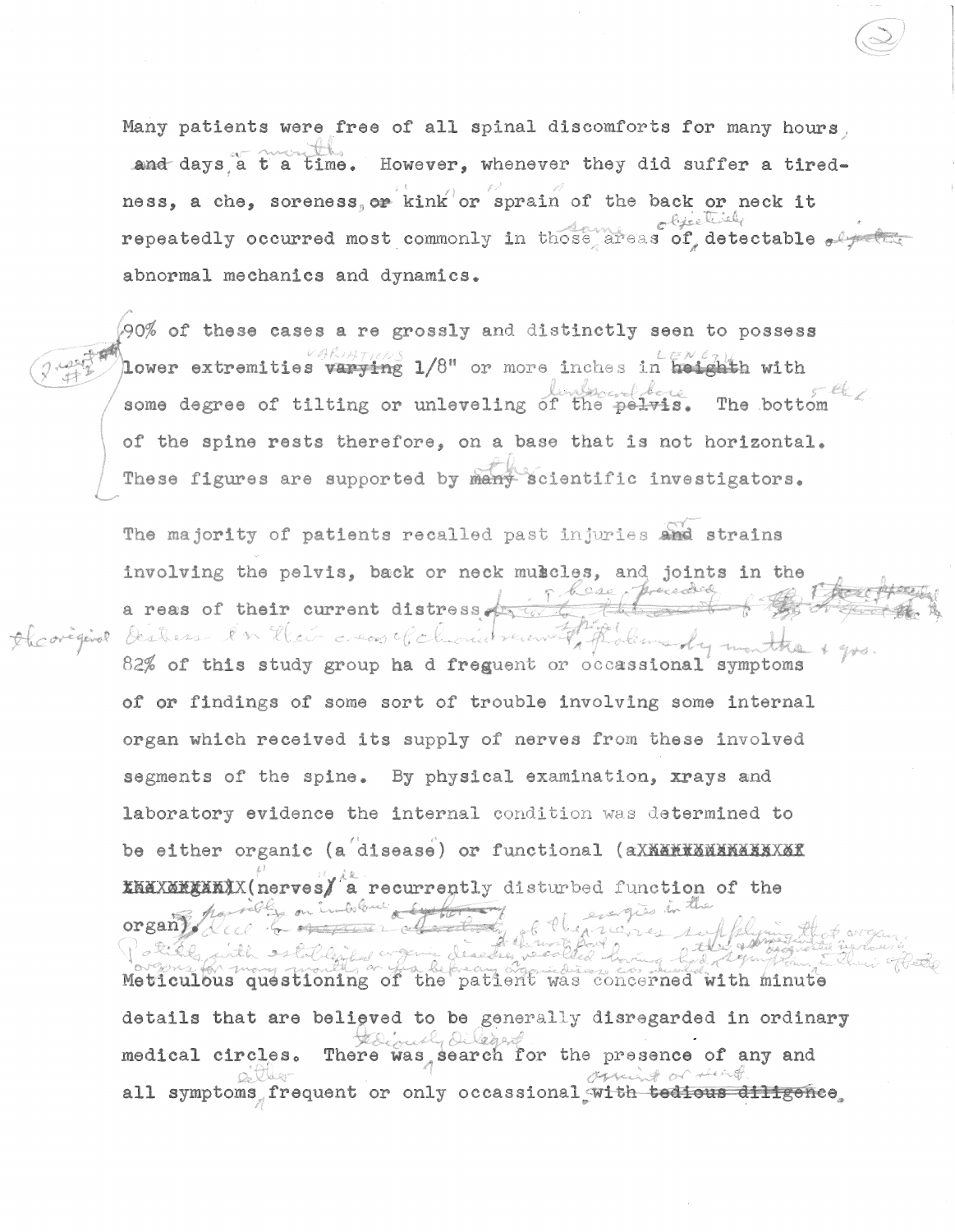Many patients were free of all spinal discomforts for many hours and days at a time. However, whenever they did suffer a tiredness, ache, soreness or kink or sprain of the back or neck it repeatedly occurred most commonly in those areas of detectable abnormal mechanics and dynamics.

90% of these cases are grossly and distinctly seen to possess lower extremities varying 1/8" or more inches in heighth with some degree of tilting or unleveling of the pelvis. The bottom of the spine rests therefore, on a base that is not horizontal. These figures are supported by many scientific investigators.

The majority of patients recalled past injuries and strains involving the pelvis, back or neck muscles, and joints in the areas of their current distress.

82% of this study group had frequent or occassional symptoms of or findings of some sort of trouble involving some internal organ which received its supply of nerves from these involved segments of the spine. By physical examination, xrays and laboratory evidence the internal condition was determined to be either organic (a disease) or functional (a (nerves) a recurrently disturbed function of the organ).

Meticulous questioning of the patient was concerned with minute details that are believed to be generally disregarded in ordinary medical circles. There was search for the presence of any and all symptoms frequent or only occassional with tedious diligence.